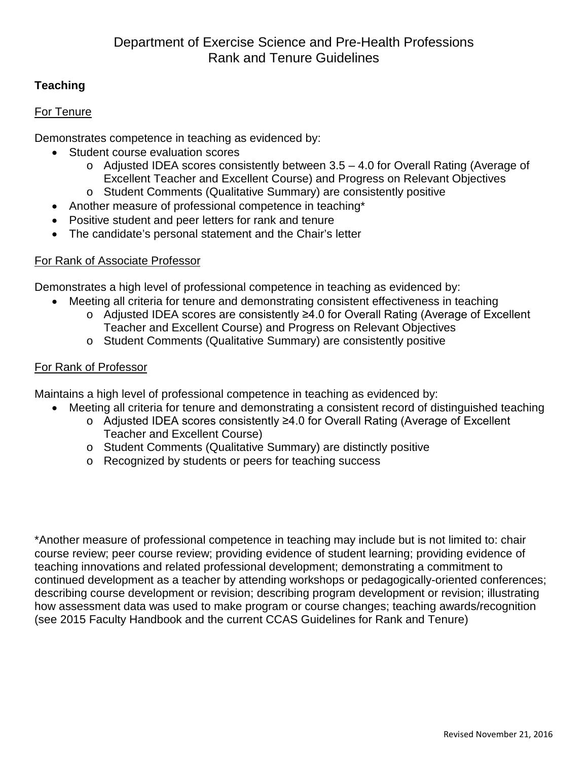# Department of Exercise Science and Pre-Health Professions
# Rank and Tenure Guidelines

## Teaching

### For Tenure

Demonstrates competence in teaching as evidenced by:

- Student course evaluation scores
  - Adjusted IDEA scores consistently between 3.5 – 4.0 for Overall Rating (Average of Excellent Teacher and Excellent Course) and Progress on Relevant Objectives
  - Student Comments (Qualitative Summary) are consistently positive
- Another measure of professional competence in teaching*
- Positive student and peer letters for rank and tenure
- The candidate's personal statement and the Chair's letter

### For Rank of Associate Professor

Demonstrates a high level of professional competence in teaching as evidenced by:

- Meeting all criteria for tenure and demonstrating consistent effectiveness in teaching
  - Adjusted IDEA scores are consistently ≥4.0 for Overall Rating (Average of Excellent Teacher and Excellent Course) and Progress on Relevant Objectives
  - Student Comments (Qualitative Summary) are consistently positive

### For Rank of Professor

Maintains a high level of professional competence in teaching as evidenced by:

- Meeting all criteria for tenure and demonstrating a consistent record of distinguished teaching
  - Adjusted IDEA scores consistently ≥4.0 for Overall Rating (Average of Excellent Teacher and Excellent Course)
  - Student Comments (Qualitative Summary) are distinctly positive
  - Recognized by students or peers for teaching success

*Another measure of professional competence in teaching may include but is not limited to: chair course review; peer course review; providing evidence of student learning; providing evidence of teaching innovations and related professional development; demonstrating a commitment to continued development as a teacher by attending workshops or pedagogically-oriented conferences; describing course development or revision; describing program development or revision; illustrating how assessment data was used to make program or course changes; teaching awards/recognition (see 2015 Faculty Handbook and the current CCAS Guidelines for Rank and Tenure)

Revised November 21, 2016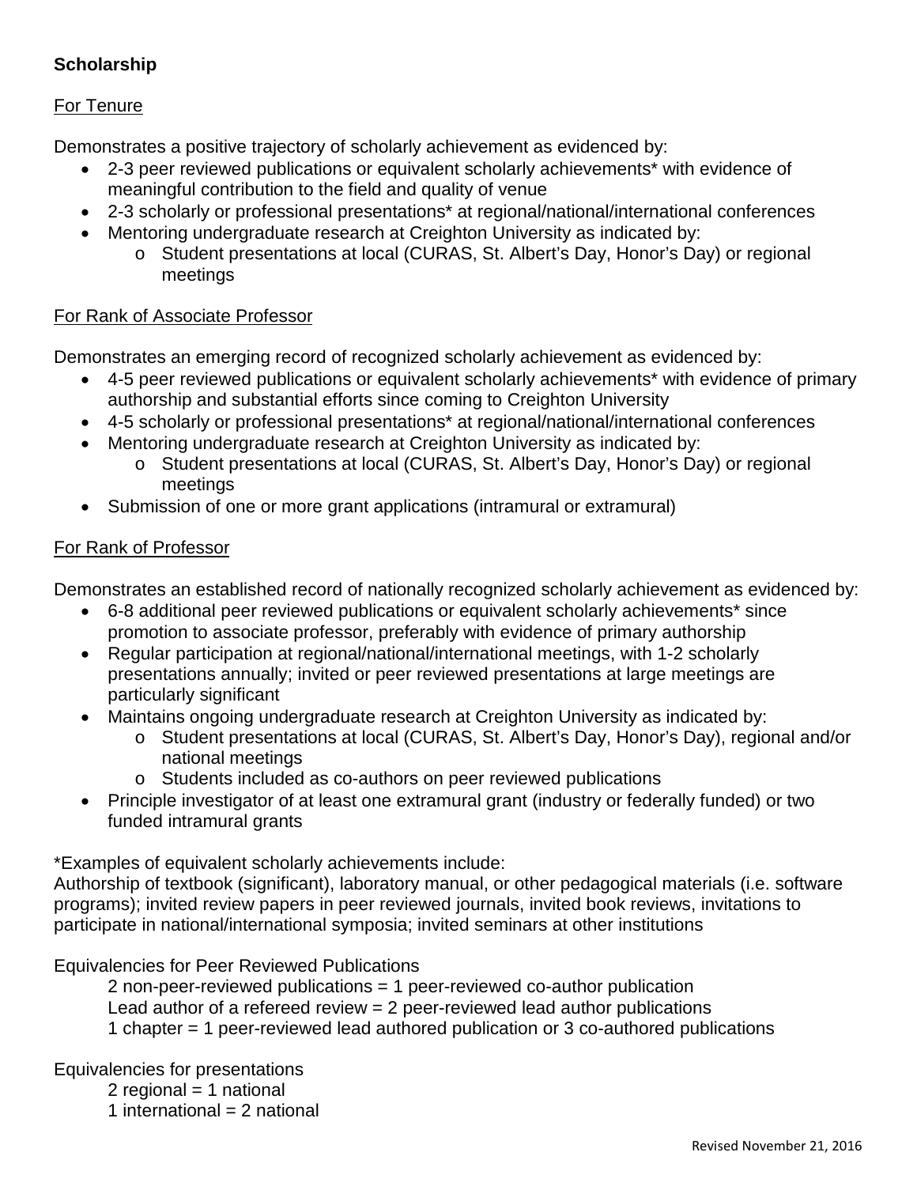**Scholarship**

For Tenure

Demonstrates a positive trajectory of scholarly achievement as evidenced by:

- 2-3 peer reviewed publications or equivalent scholarly achievements* with evidence of meaningful contribution to the field and quality of venue
- 2-3 scholarly or professional presentations* at regional/national/international conferences
- Mentoring undergraduate research at Creighton University as indicated by:
    - Student presentations at local (CURAS, St. Albert's Day, Honor's Day) or regional meetings

For Rank of Associate Professor

Demonstrates an emerging record of recognized scholarly achievement as evidenced by:

- 4-5 peer reviewed publications or equivalent scholarly achievements* with evidence of primary authorship and substantial efforts since coming to Creighton University
- 4-5 scholarly or professional presentations* at regional/national/international conferences
- Mentoring undergraduate research at Creighton University as indicated by:
    - Student presentations at local (CURAS, St. Albert's Day, Honor's Day) or regional meetings
- Submission of one or more grant applications (intramural or extramural)

For Rank of Professor

Demonstrates an established record of nationally recognized scholarly achievement as evidenced by:

- 6-8 additional peer reviewed publications or equivalent scholarly achievements* since promotion to associate professor, preferably with evidence of primary authorship
- Regular participation at regional/national/international meetings, with 1-2 scholarly presentations annually; invited or peer reviewed presentations at large meetings are particularly significant
- Maintains ongoing undergraduate research at Creighton University as indicated by:
    - Student presentations at local (CURAS, St. Albert's Day, Honor's Day), regional and/or national meetings
    - Students included as co-authors on peer reviewed publications
- Principle investigator of at least one extramural grant (industry or federally funded) or two funded intramural grants

*Examples of equivalent scholarly achievements include:
Authorship of textbook (significant), laboratory manual, or other pedagogical materials (i.e. software programs); invited review papers in peer reviewed journals, invited book reviews, invitations to participate in national/international symposia; invited seminars at other institutions

Equivalencies for Peer Reviewed Publications

2 non-peer-reviewed publications = 1 peer-reviewed co-author publication
Lead author of a refereed review = 2 peer-reviewed lead author publications
1 chapter = 1 peer-reviewed lead authored publication or 3 co-authored publications

Equivalencies for presentations

2 regional = 1 national
1 international = 2 national

Revised November 21, 2016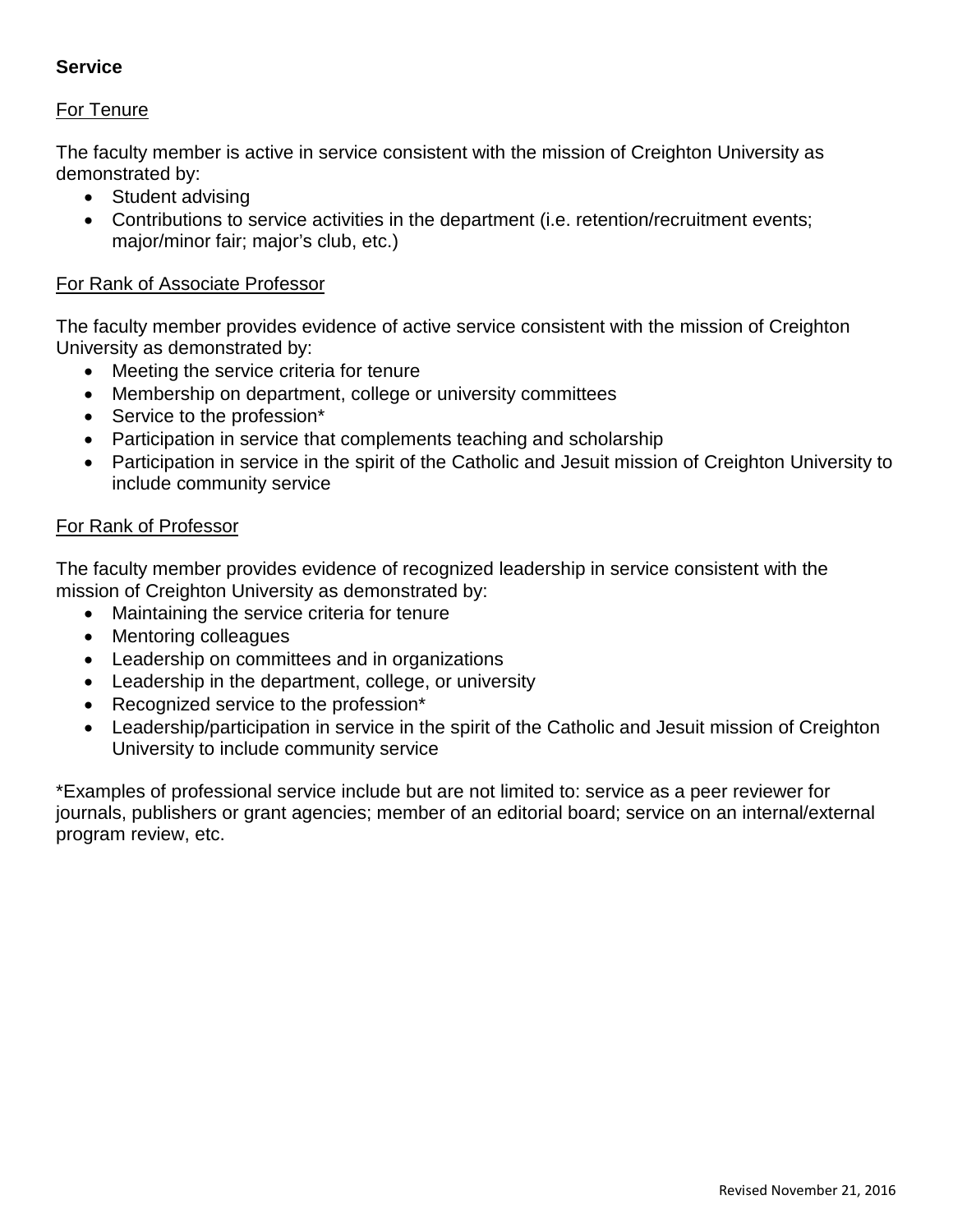**Service**

For Tenure

The faculty member is active in service consistent with the mission of Creighton University as demonstrated by:

- Student advising
- Contributions to service activities in the department (i.e. retention/recruitment events; major/minor fair; major's club, etc.)

For Rank of Associate Professor

The faculty member provides evidence of active service consistent with the mission of Creighton University as demonstrated by:

- Meeting the service criteria for tenure
- Membership on department, college or university committees
- Service to the profession*
- Participation in service that complements teaching and scholarship
- Participation in service in the spirit of the Catholic and Jesuit mission of Creighton University to include community service

For Rank of Professor

The faculty member provides evidence of recognized leadership in service consistent with the mission of Creighton University as demonstrated by:

- Maintaining the service criteria for tenure
- Mentoring colleagues
- Leadership on committees and in organizations
- Leadership in the department, college, or university
- Recognized service to the profession*
- Leadership/participation in service in the spirit of the Catholic and Jesuit mission of Creighton University to include community service

*Examples of professional service include but are not limited to: service as a peer reviewer for journals, publishers or grant agencies; member of an editorial board; service on an internal/external program review, etc.

Revised November 21, 2016